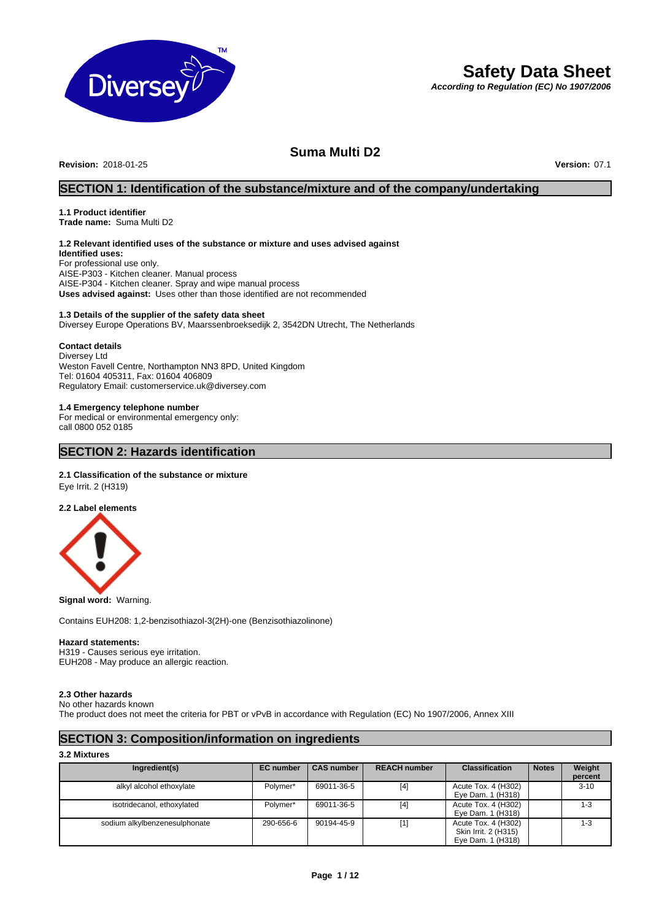# Safety Data Sheet

***According to Regulation (EC) No 1907/2006***

## Suma Multi D2

**Revision:** 2018-01-25 **Version:** 07.1

## SECTION 1: Identification of the substance/mixture and of the company/undertaking

### 1.1 Product identifier

**Trade name:** Suma Multi D2

### 1.2 Relevant identified uses of the substance or mixture and uses advised against

**Identified uses:**
For professional use only.
AISE-P303 - Kitchen cleaner. Manual process
AISE-P304 - Kitchen cleaner. Spray and wipe manual process
**Uses advised against:** Uses other than those identified are not recommended

### 1.3 Details of the supplier of the safety data sheet

Diversey Europe Operations BV, Maarssenbroeksedijk 2, 3542DN Utrecht, The Netherlands

**Contact details**
Diversey Ltd
Weston Favell Centre, Northampton NN3 8PD, United Kingdom
Tel: 01604 405311, Fax: 01604 406809
Regulatory Email: customerservice.uk@diversey.com

### 1.4 Emergency telephone number

For medical or environmental emergency only:
call 0800 052 0185

## SECTION 2: Hazards identification

### 2.1 Classification of the substance or mixture

Eye Irrit. 2 (H319)

### 2.2 Label elements

**Signal word:** Warning.

Contains EUH208: 1,2-benzisothiazol-3(2H)-one (Benzisothiazolinone)

**Hazard statements:**
H319 - Causes serious eye irritation.
EUH208 - May produce an allergic reaction.

### 2.3 Other hazards

No other hazards known
The product does not meet the criteria for PBT or vPvB in accordance with Regulation (EC) No 1907/2006, Annex XIII

## SECTION 3: Composition/information on ingredients

### 3.2 Mixtures

| Ingredient(s) | EC number | CAS number | REACH number | Classification | Notes | Weight percent |
|---|---|---|---|---|---|---|
| alkyl alcohol ethoxylate | Polymer* | 69011-36-5 | [4] | Acute Tox. 4 (H302)<br>Eye Dam. 1 (H318) | | 3-10 |
| isotridecanol, ethoxylated | Polymer* | 69011-36-5 | [4] | Acute Tox. 4 (H302)<br>Eye Dam. 1 (H318) | | 1-3 |
| sodium alkylbenzenesulphonate | 290-656-6 | 90194-45-9 | [1] | Acute Tox. 4 (H302)<br>Skin Irrit. 2 (H315)<br>Eye Dam. 1 (H318) | | 1-3 |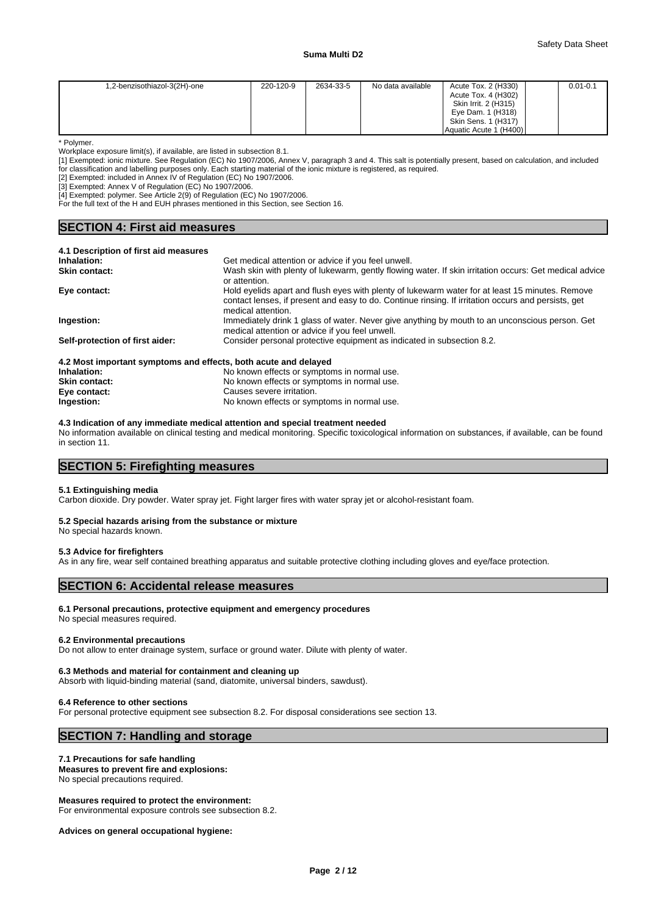| | | | | | | |
|---|---|---|---|---|---|---|
| 1,2-benzisothiazol-3(2H)-one | 220-120-9 | 2634-33-5 | No data available | Acute Tox. 2 (H330)<br>Acute Tox. 4 (H302)<br>Skin Irrit. 2 (H315)<br>Eye Dam. 1 (H318)<br>Skin Sens. 1 (H317)<br>Aquatic Acute 1 (H400) | | 0.01-0.1 |

* Polymer.

Workplace exposure limit(s), if available, are listed in subsection 8.1.

[1] Exempted: ionic mixture. See Regulation (EC) No 1907/2006, Annex V, paragraph 3 and 4. This salt is potentially present, based on calculation, and included for classification and labelling purposes only. Each starting material of the ionic mixture is registered, as required.

[2] Exempted: included in Annex IV of Regulation (EC) No 1907/2006.

[3] Exempted: Annex V of Regulation (EC) No 1907/2006.

[4] Exempted: polymer. See Article 2(9) of Regulation (EC) No 1907/2006.

For the full text of the H and EUH phrases mentioned in this Section, see Section 16.

## SECTION 4: First aid measures

### 4.1 Description of first aid measures

**Inhalation:** Get medical attention or advice if you feel unwell.

**Skin contact:** Wash skin with plenty of lukewarm, gently flowing water. If skin irritation occurs: Get medical advice or attention.

**Eye contact:** Hold eyelids apart and flush eyes with plenty of lukewarm water for at least 15 minutes. Remove contact lenses, if present and easy to do. Continue rinsing. If irritation occurs and persists, get medical attention.

**Ingestion:** Immediately drink 1 glass of water. Never give anything by mouth to an unconscious person. Get medical attention or advice if you feel unwell.

**Self-protection of first aider:** Consider personal protective equipment as indicated in subsection 8.2.

### 4.2 Most important symptoms and effects, both acute and delayed

**Inhalation:** No known effects or symptoms in normal use.

**Skin contact:** No known effects or symptoms in normal use.

**Eye contact:** Causes severe irritation.

**Ingestion:** No known effects or symptoms in normal use.

### 4.3 Indication of any immediate medical attention and special treatment needed

No information available on clinical testing and medical monitoring. Specific toxicological information on substances, if available, can be found in section 11.

## SECTION 5: Firefighting measures

### 5.1 Extinguishing media

Carbon dioxide. Dry powder. Water spray jet. Fight larger fires with water spray jet or alcohol-resistant foam.

### 5.2 Special hazards arising from the substance or mixture

No special hazards known.

### 5.3 Advice for firefighters

As in any fire, wear self contained breathing apparatus and suitable protective clothing including gloves and eye/face protection.

## SECTION 6: Accidental release measures

### 6.1 Personal precautions, protective equipment and emergency procedures

No special measures required.

### 6.2 Environmental precautions

Do not allow to enter drainage system, surface or ground water. Dilute with plenty of water.

### 6.3 Methods and material for containment and cleaning up

Absorb with liquid-binding material (sand, diatomite, universal binders, sawdust).

### 6.4 Reference to other sections

For personal protective equipment see subsection 8.2. For disposal considerations see section 13.

## SECTION 7: Handling and storage

### 7.1 Precautions for safe handling

**Measures to prevent fire and explosions:**

No special precautions required.

**Measures required to protect the environment:**

For environmental exposure controls see subsection 8.2.

**Advices on general occupational hygiene:**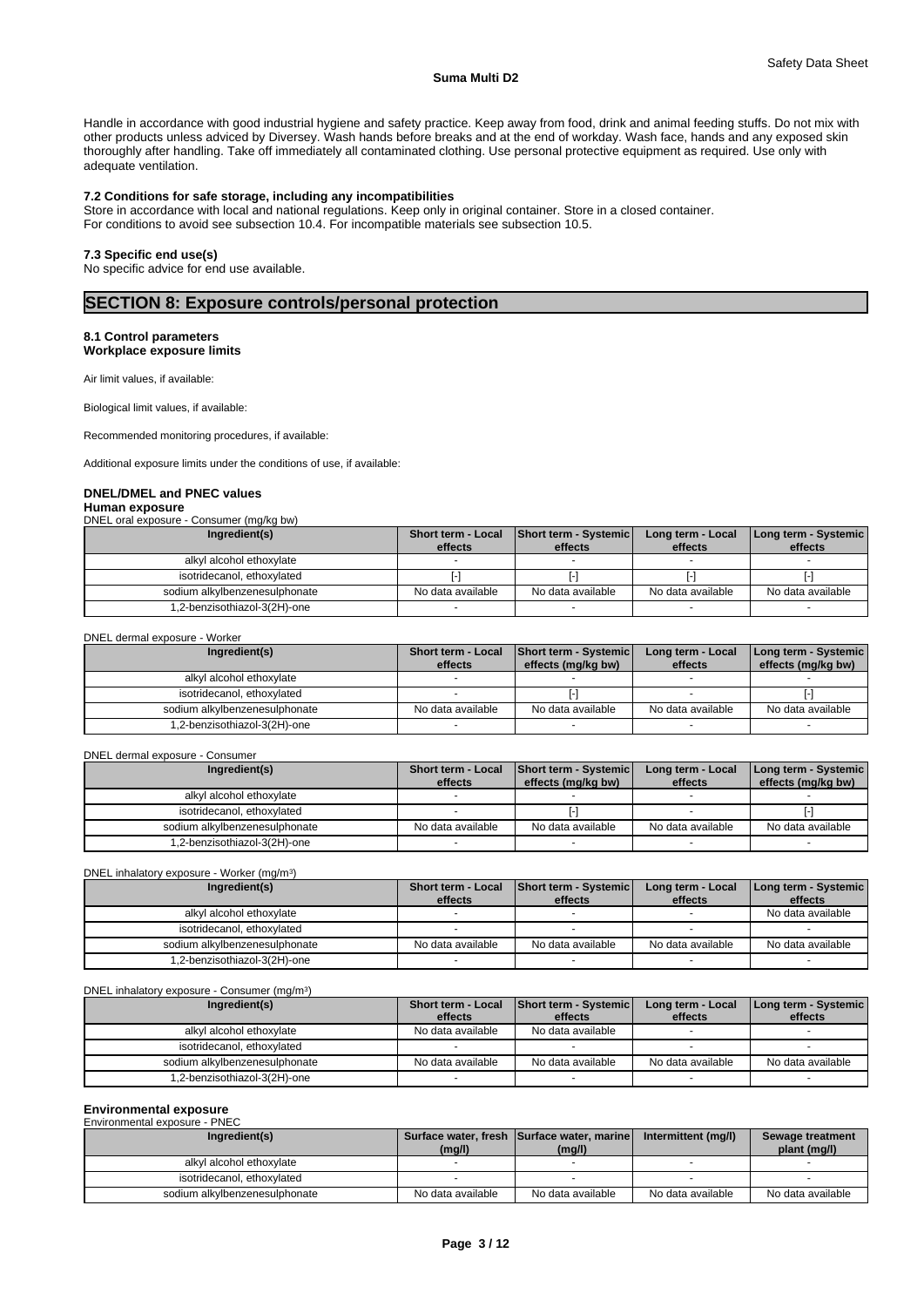Handle in accordance with good industrial hygiene and safety practice. Keep away from food, drink and animal feeding stuffs. Do not mix with other products unless adviced by Diversey. Wash hands before breaks and at the end of workday. Wash face, hands and any exposed skin thoroughly after handling. Take off immediately all contaminated clothing. Use personal protective equipment as required. Use only with adequate ventilation.

### 7.2 Conditions for safe storage, including any incompatibilities

Store in accordance with local and national regulations. Keep only in original container. Store in a closed container.
For conditions to avoid see subsection 10.4. For incompatible materials see subsection 10.5.

### 7.3 Specific end use(s)

No specific advice for end use available.

## SECTION 8: Exposure controls/personal protection

### 8.1 Control parameters
**Workplace exposure limits**

Air limit values, if available:

Biological limit values, if available:

Recommended monitoring procedures, if available:

Additional exposure limits under the conditions of use, if available:

### DNEL/DMEL and PNEC values

**Human exposure**

DNEL oral exposure - Consumer (mg/kg bw)

| Ingredient(s) | Short term - Local effects | Short term - Systemic effects | Long term - Local effects | Long term - Systemic effects |
|---|---|---|---|---|
| alkyl alcohol ethoxylate | - | - | - | - |
| isotridecanol, ethoxylated | [-] | [-] | [-] | [-] |
| sodium alkylbenzenesulphonate | No data available | No data available | No data available | No data available |
| 1,2-benzisothiazol-3(2H)-one | - | - | - | - |

DNEL dermal exposure - Worker

| Ingredient(s) | Short term - Local effects | Short term - Systemic effects (mg/kg bw) | Long term - Local effects | Long term - Systemic effects (mg/kg bw) |
|---|---|---|---|---|
| alkyl alcohol ethoxylate | - | - | - | - |
| isotridecanol, ethoxylated | - | [-] | - | [-] |
| sodium alkylbenzenesulphonate | No data available | No data available | No data available | No data available |
| 1,2-benzisothiazol-3(2H)-one | - | - | - | - |

DNEL dermal exposure - Consumer

| Ingredient(s) | Short term - Local effects | Short term - Systemic effects (mg/kg bw) | Long term - Local effects | Long term - Systemic effects (mg/kg bw) |
|---|---|---|---|---|
| alkyl alcohol ethoxylate | - | - | - | - |
| isotridecanol, ethoxylated | - | [-] | - | [-] |
| sodium alkylbenzenesulphonate | No data available | No data available | No data available | No data available |
| 1,2-benzisothiazol-3(2H)-one | - | - | - | - |

DNEL inhalatory exposure - Worker (mg/m³)

| Ingredient(s) | Short term - Local effects | Short term - Systemic effects | Long term - Local effects | Long term - Systemic effects |
|---|---|---|---|---|
| alkyl alcohol ethoxylate | - | - | - | No data available |
| isotridecanol, ethoxylated | - | - | - | - |
| sodium alkylbenzenesulphonate | No data available | No data available | No data available | No data available |
| 1,2-benzisothiazol-3(2H)-one | - | - | - | - |

DNEL inhalatory exposure - Consumer (mg/m³)

| Ingredient(s) | Short term - Local effects | Short term - Systemic effects | Long term - Local effects | Long term - Systemic effects |
|---|---|---|---|---|
| alkyl alcohol ethoxylate | No data available | No data available | - | - |
| isotridecanol, ethoxylated | - | - | - | - |
| sodium alkylbenzenesulphonate | No data available | No data available | No data available | No data available |
| 1,2-benzisothiazol-3(2H)-one | - | - | - | - |

**Environmental exposure**

Environmental exposure - PNEC

| Ingredient(s) | Surface water, fresh (mg/l) | Surface water, marine (mg/l) | Intermittent (mg/l) | Sewage treatment plant (mg/l) |
|---|---|---|---|---|
| alkyl alcohol ethoxylate | - | - | - | - |
| isotridecanol, ethoxylated | - | - | - | - |
| sodium alkylbenzenesulphonate | No data available | No data available | No data available | No data available |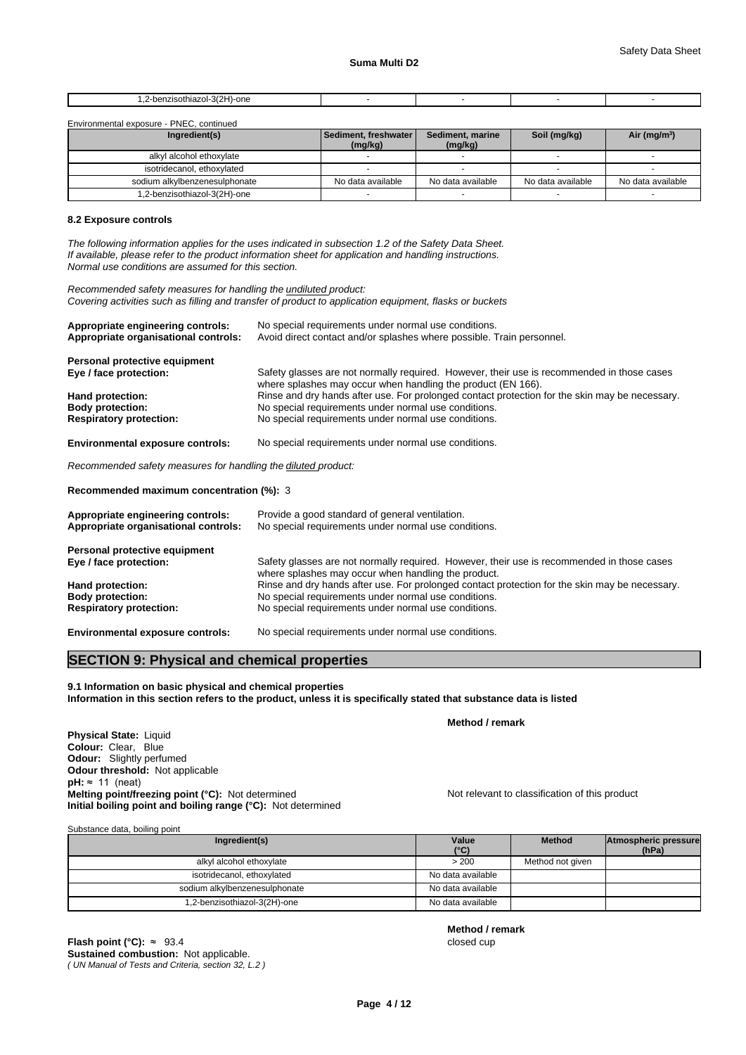| 1,2-benzisothiazol-3(2H)-one | - | - | - | - |
|---|---|---|---|---|

Environmental exposure - PNEC, continued

| Ingredient(s) | Sediment, freshwater (mg/kg) | Sediment, marine (mg/kg) | Soil (mg/kg) | Air (mg/m³) |
|---|---|---|---|---|
| alkyl alcohol ethoxylate | - | - | - | - |
| isotridecanol, ethoxylated | - | - | - | - |
| sodium alkylbenzenesulphonate | No data available | No data available | No data available | No data available |
| 1,2-benzisothiazol-3(2H)-one | - | - | - | - |

**8.2 Exposure controls**

*The following information applies for the uses indicated in subsection 1.2 of the Safety Data Sheet.*
*If available, please refer to the product information sheet for application and handling instructions.*
*Normal use conditions are assumed for this section.*

*Recommended safety measures for handling the undiluted product:*
*Covering activities such as filling and transfer of product to application equipment, flasks or buckets*

**Appropriate engineering controls:** No special requirements under normal use conditions.
**Appropriate organisational controls:** Avoid direct contact and/or splashes where possible. Train personnel.

**Personal protective equipment**
**Eye / face protection:** Safety glasses are not normally required. However, their use is recommended in those cases where splashes may occur when handling the product (EN 166).
**Hand protection:** Rinse and dry hands after use. For prolonged contact protection for the skin may be necessary.
**Body protection:** No special requirements under normal use conditions.
**Respiratory protection:** No special requirements under normal use conditions.

**Environmental exposure controls:** No special requirements under normal use conditions.

*Recommended safety measures for handling the diluted product:*

**Recommended maximum concentration (%):** 3

**Appropriate engineering controls:** Provide a good standard of general ventilation.
**Appropriate organisational controls:** No special requirements under normal use conditions.

**Personal protective equipment**
**Eye / face protection:** Safety glasses are not normally required. However, their use is recommended in those cases where splashes may occur when handling the product.
**Hand protection:** Rinse and dry hands after use. For prolonged contact protection for the skin may be necessary.
**Body protection:** No special requirements under normal use conditions.
**Respiratory protection:** No special requirements under normal use conditions.

**Environmental exposure controls:** No special requirements under normal use conditions.

## SECTION 9: Physical and chemical properties

**9.1 Information on basic physical and chemical properties**
**Information in this section refers to the product, unless it is specifically stated that substance data is listed**

**Method / remark**

**Physical State:** Liquid
**Colour:** Clear, Blue
**Odour:** Slightly perfumed
**Odour threshold:** Not applicable
**pH:** ≈ 11 (neat)
**Melting point/freezing point (°C):** Not determined — Not relevant to classification of this product
**Initial boiling point and boiling range (°C):** Not determined

Substance data, boiling point

| Ingredient(s) | Value (°C) | Method | Atmospheric pressure (hPa) |
|---|---|---|---|
| alkyl alcohol ethoxylate | > 200 | Method not given | |
| isotridecanol, ethoxylated | No data available | | |
| sodium alkylbenzenesulphonate | No data available | | |
| 1,2-benzisothiazol-3(2H)-one | No data available | | |

**Method / remark**

**Flash point (°C):** ≈ 93.4 — closed cup
**Sustained combustion:** Not applicable.
*( UN Manual of Tests and Criteria, section 32, L.2 )*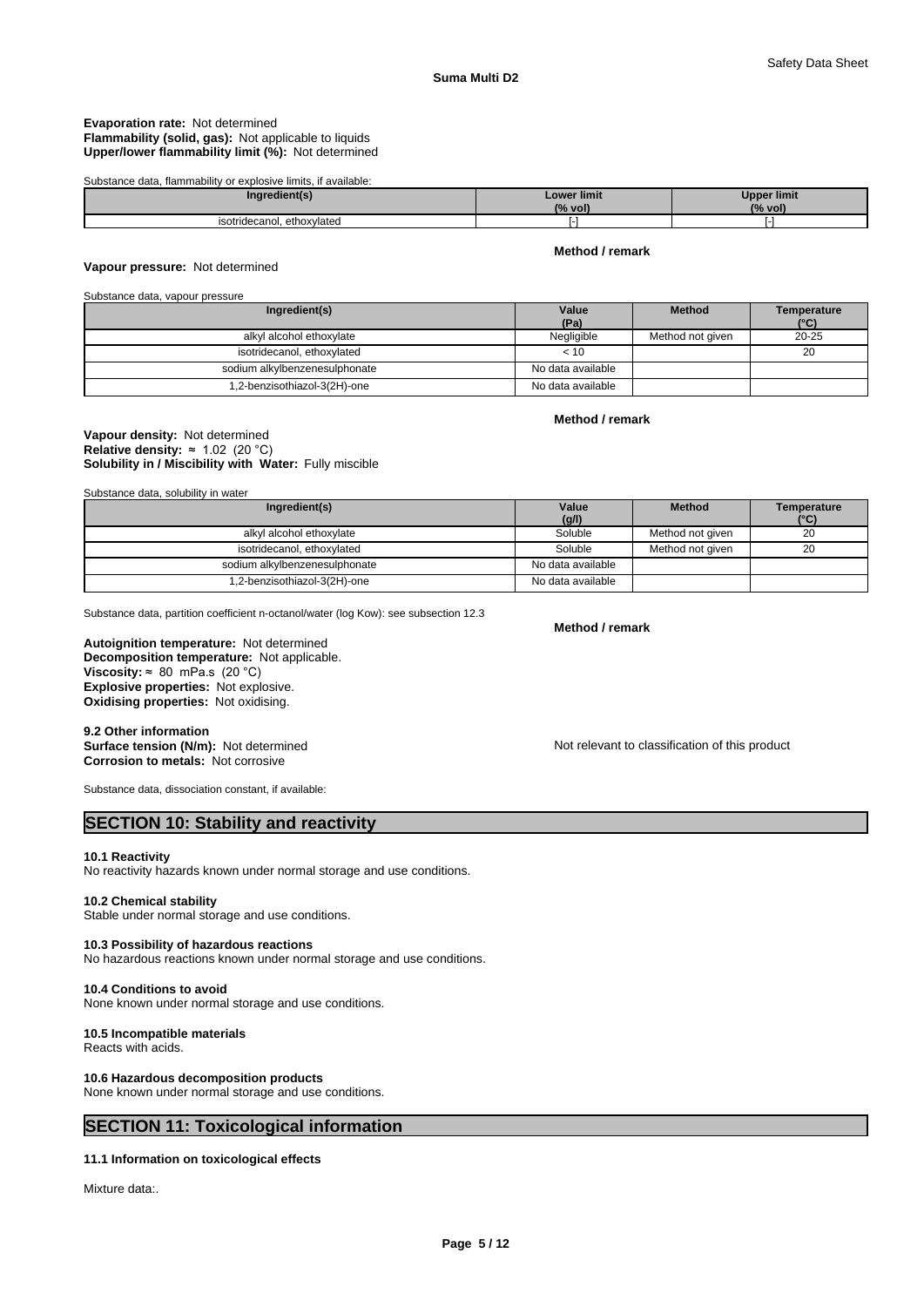**Evaporation rate:** Not determined
**Flammability (solid, gas):** Not applicable to liquids
**Upper/lower flammability limit (%):** Not determined

Substance data, flammability or explosive limits, if available:

| Ingredient(s) | Lower limit (% vol) | Upper limit (% vol) |
|---|---|---|
| isotridecanol, ethoxylated | [-] | [-] |

**Method / remark**

**Vapour pressure:** Not determined

Substance data, vapour pressure

| Ingredient(s) | Value (Pa) | Method | Temperature (°C) |
|---|---|---|---|
| alkyl alcohol ethoxylate | Negligible | Method not given | 20-25 |
| isotridecanol, ethoxylated | < 10 | | 20 |
| sodium alkylbenzenesulphonate | No data available | | |
| 1,2-benzisothiazol-3(2H)-one | No data available | | |

**Method / remark**

**Vapour density:** Not determined
**Relative density:** ≈ 1.02 (20 °C)
**Solubility in / Miscibility with Water:** Fully miscible

Substance data, solubility in water

| Ingredient(s) | Value (g/l) | Method | Temperature (°C) |
|---|---|---|---|
| alkyl alcohol ethoxylate | Soluble | Method not given | 20 |
| isotridecanol, ethoxylated | Soluble | Method not given | 20 |
| sodium alkylbenzenesulphonate | No data available | | |
| 1,2-benzisothiazol-3(2H)-one | No data available | | |

Substance data, partition coefficient n-octanol/water (log Kow): see subsection 12.3

**Method / remark**

**Autoignition temperature:** Not determined
**Decomposition temperature:** Not applicable.
**Viscosity:** ≈ 80 mPa.s (20 °C)
**Explosive properties:** Not explosive.
**Oxidising properties:** Not oxidising.

**9.2 Other information**
**Surface tension (N/m):** Not determined
**Corrosion to metals:** Not corrosive

Not relevant to classification of this product

Substance data, dissociation constant, if available:

## SECTION 10: Stability and reactivity

**10.1 Reactivity**
No reactivity hazards known under normal storage and use conditions.

**10.2 Chemical stability**
Stable under normal storage and use conditions.

**10.3 Possibility of hazardous reactions**
No hazardous reactions known under normal storage and use conditions.

**10.4 Conditions to avoid**
None known under normal storage and use conditions.

**10.5 Incompatible materials**
Reacts with acids.

**10.6 Hazardous decomposition products**
None known under normal storage and use conditions.

## SECTION 11: Toxicological information

**11.1 Information on toxicological effects**

Mixture data:.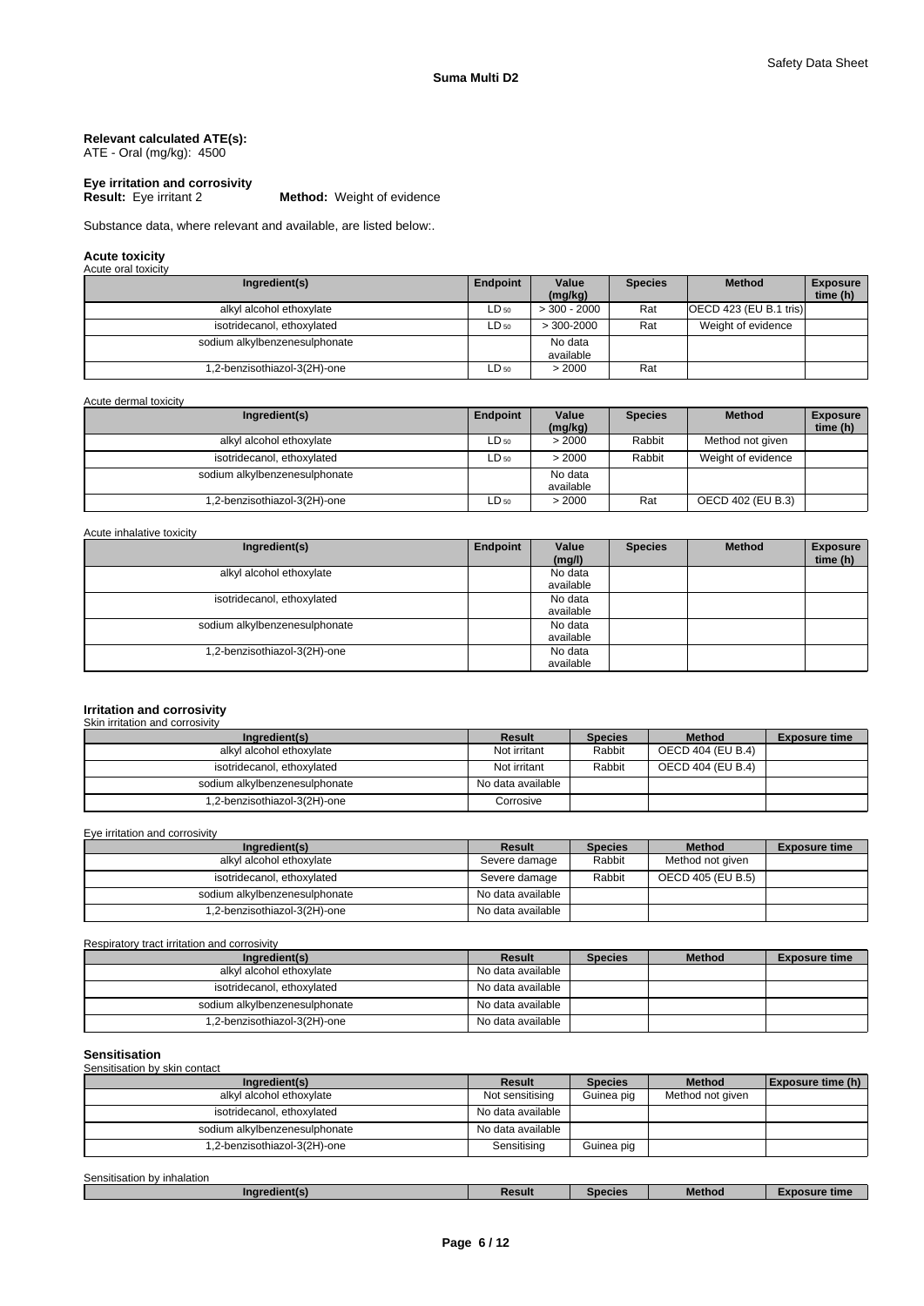**Relevant calculated ATE(s):**
ATE - Oral (mg/kg): 4500

**Eye irritation and corrosivity**
**Result:** Eye irritant 2 **Method:** Weight of evidence

Substance data, where relevant and available, are listed below:.

## Acute toxicity

Acute oral toxicity

| Ingredient(s) | Endpoint | Value (mg/kg) | Species | Method | Exposure time (h) |
|---|---|---|---|---|---|
| alkyl alcohol ethoxylate | $LD_{50}$ | > 300 - 2000 | Rat | OECD 423 (EU B.1 tris) | |
| isotridecanol, ethoxylated | $LD_{50}$ | > 300-2000 | Rat | Weight of evidence | |
| sodium alkylbenzenesulphonate | | No data available | | | |
| 1,2-benzisothiazol-3(2H)-one | $LD_{50}$ | > 2000 | Rat | | |

Acute dermal toxicity

| Ingredient(s) | Endpoint | Value (mg/kg) | Species | Method | Exposure time (h) |
|---|---|---|---|---|---|
| alkyl alcohol ethoxylate | $LD_{50}$ | > 2000 | Rabbit | Method not given | |
| isotridecanol, ethoxylated | $LD_{50}$ | > 2000 | Rabbit | Weight of evidence | |
| sodium alkylbenzenesulphonate | | No data available | | | |
| 1,2-benzisothiazol-3(2H)-one | $LD_{50}$ | > 2000 | Rat | OECD 402 (EU B.3) | |

Acute inhalative toxicity

| Ingredient(s) | Endpoint | Value (mg/l) | Species | Method | Exposure time (h) |
|---|---|---|---|---|---|
| alkyl alcohol ethoxylate | | No data available | | | |
| isotridecanol, ethoxylated | | No data available | | | |
| sodium alkylbenzenesulphonate | | No data available | | | |
| 1,2-benzisothiazol-3(2H)-one | | No data available | | | |

## Irritation and corrosivity

Skin irritation and corrosivity

| Ingredient(s) | Result | Species | Method | Exposure time |
|---|---|---|---|---|
| alkyl alcohol ethoxylate | Not irritant | Rabbit | OECD 404 (EU B.4) | |
| isotridecanol, ethoxylated | Not irritant | Rabbit | OECD 404 (EU B.4) | |
| sodium alkylbenzenesulphonate | No data available | | | |
| 1,2-benzisothiazol-3(2H)-one | Corrosive | | | |

Eye irritation and corrosivity

| Ingredient(s) | Result | Species | Method | Exposure time |
|---|---|---|---|---|
| alkyl alcohol ethoxylate | Severe damage | Rabbit | Method not given | |
| isotridecanol, ethoxylated | Severe damage | Rabbit | OECD 405 (EU B.5) | |
| sodium alkylbenzenesulphonate | No data available | | | |
| 1,2-benzisothiazol-3(2H)-one | No data available | | | |

Respiratory tract irritation and corrosivity

| Ingredient(s) | Result | Species | Method | Exposure time |
|---|---|---|---|---|
| alkyl alcohol ethoxylate | No data available | | | |
| isotridecanol, ethoxylated | No data available | | | |
| sodium alkylbenzenesulphonate | No data available | | | |
| 1,2-benzisothiazol-3(2H)-one | No data available | | | |

## Sensitisation

Sensitisation by skin contact

| Ingredient(s) | Result | Species | Method | Exposure time (h) |
|---|---|---|---|---|
| alkyl alcohol ethoxylate | Not sensitising | Guinea pig | Method not given | |
| isotridecanol, ethoxylated | No data available | | | |
| sodium alkylbenzenesulphonate | No data available | | | |
| 1,2-benzisothiazol-3(2H)-one | Sensitising | Guinea pig | | |

Sensitisation by inhalation

| Ingredient(s) | Result | Species | Method | Exposure time |
|---|---|---|---|---|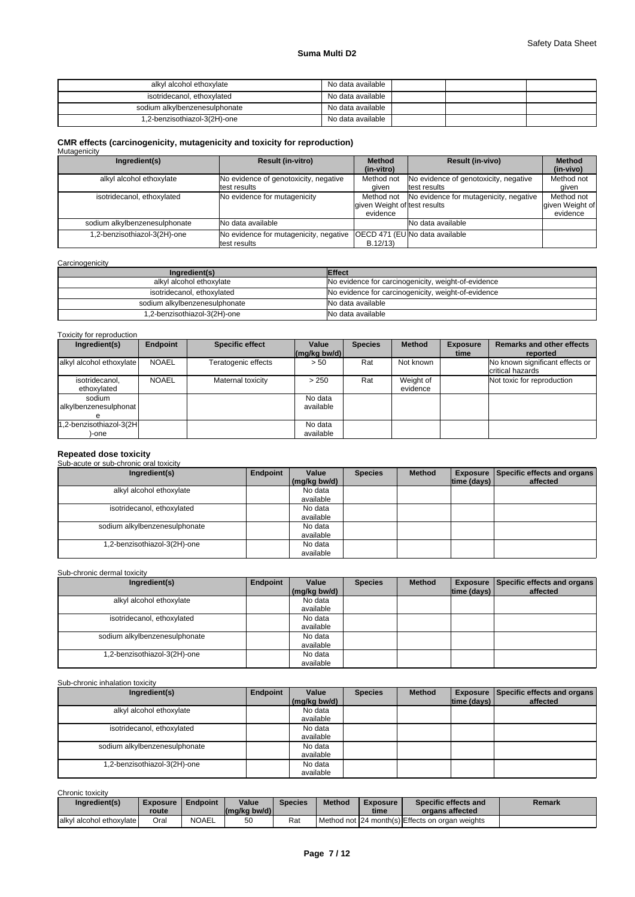| alkyl alcohol ethoxylate | No data available | | | |
|---|---|---|---|---|
| isotridecanol, ethoxylated | No data available | | | |
| sodium alkylbenzenesulphonate | No data available | | | |
| 1,2-benzisothiazol-3(2H)-one | No data available | | | |

### CMR effects (carcinogenicity, mutagenicity and toxicity for reproduction)

Mutagenicity

| Ingredient(s) | Result (in-vitro) | Method (in-vitro) | Result (in-vivo) | Method (in-vivo) |
|---|---|---|---|---|
| alkyl alcohol ethoxylate | No evidence of genotoxicity, negative test results | Method not given | No evidence of genotoxicity, negative test results | Method not given |
| isotridecanol, ethoxylated | No evidence for mutagenicity | Method not given Weight of evidence | No evidence for mutagenicity, negative test results | Method not given Weight of evidence |
| sodium alkylbenzenesulphonate | No data available | | No data available | |
| 1,2-benzisothiazol-3(2H)-one | No evidence for mutagenicity, negative test results | OECD 471 (EU B.12/13) | No data available | |

Carcinogenicity

| Ingredient(s) | Effect |
|---|---|
| alkyl alcohol ethoxylate | No evidence for carcinogenicity, weight-of-evidence |
| isotridecanol, ethoxylated | No evidence for carcinogenicity, weight-of-evidence |
| sodium alkylbenzenesulphonate | No data available |
| 1,2-benzisothiazol-3(2H)-one | No data available |

Toxicity for reproduction

| Ingredient(s) | Endpoint | Specific effect | Value (mg/kg bw/d) | Species | Method | Exposure time | Remarks and other effects reported |
|---|---|---|---|---|---|---|---|
| alkyl alcohol ethoxylate | NOAEL | Teratogenic effects | > 50 | Rat | Not known | | No known significant effects or critical hazards |
| isotridecanol, ethoxylated | NOAEL | Maternal toxicity | > 250 | Rat | Weight of evidence | | Not toxic for reproduction |
| sodium alkylbenzenesulphonate | | | No data available | | | | |
| 1,2-benzisothiazol-3(2H)-one | | | No data available | | | | |

### Repeated dose toxicity

Sub-acute or sub-chronic oral toxicity

| Ingredient(s) | Endpoint | Value (mg/kg bw/d) | Species | Method | Exposure time (days) | Specific effects and organs affected |
|---|---|---|---|---|---|---|
| alkyl alcohol ethoxylate | | No data available | | | | |
| isotridecanol, ethoxylated | | No data available | | | | |
| sodium alkylbenzenesulphonate | | No data available | | | | |
| 1,2-benzisothiazol-3(2H)-one | | No data available | | | | |

Sub-chronic dermal toxicity

| Ingredient(s) | Endpoint | Value (mg/kg bw/d) | Species | Method | Exposure time (days) | Specific effects and organs affected |
|---|---|---|---|---|---|---|
| alkyl alcohol ethoxylate | | No data available | | | | |
| isotridecanol, ethoxylated | | No data available | | | | |
| sodium alkylbenzenesulphonate | | No data available | | | | |
| 1,2-benzisothiazol-3(2H)-one | | No data available | | | | |

Sub-chronic inhalation toxicity

| Ingredient(s) | Endpoint | Value (mg/kg bw/d) | Species | Method | Exposure time (days) | Specific effects and organs affected |
|---|---|---|---|---|---|---|
| alkyl alcohol ethoxylate | | No data available | | | | |
| isotridecanol, ethoxylated | | No data available | | | | |
| sodium alkylbenzenesulphonate | | No data available | | | | |
| 1,2-benzisothiazol-3(2H)-one | | No data available | | | | |

Chronic toxicity

| Ingredient(s) | Exposure route | Endpoint | Value (mg/kg bw/d) | Species | Method | Exposure time | Specific effects and organs affected | Remark |
|---|---|---|---|---|---|---|---|---|
| alkyl alcohol ethoxylate | Oral | NOAEL | 50 | Rat | Method not | 24 month(s) | Effects on organ weights | |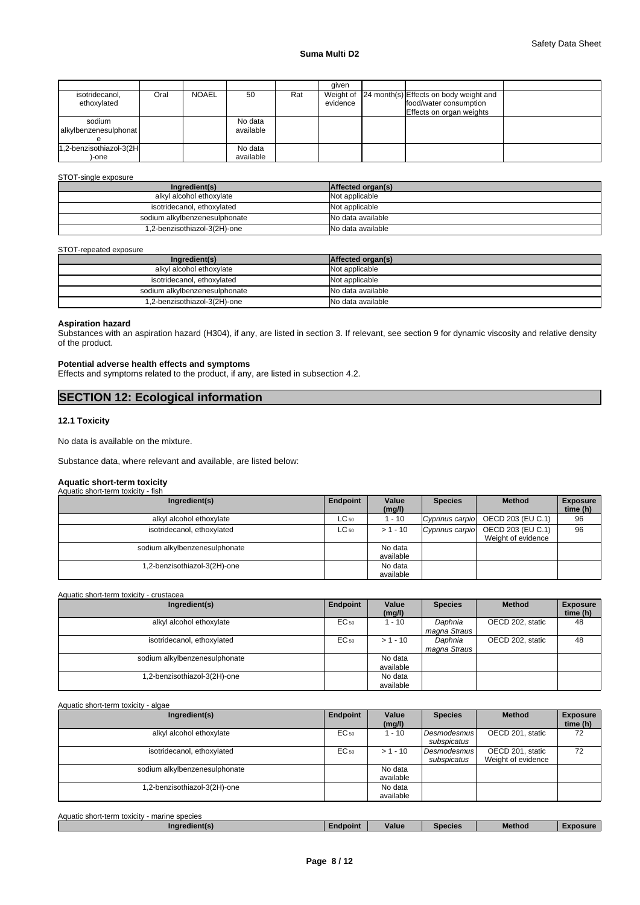| | | | | | given | | | |
|---|---|---|---|---|---|---|---|---|
| isotridecanol, ethoxylated | Oral | NOAEL | 50 | Rat | Weight of evidence | 24 month(s) | Effects on body weight and food/water consumption Effects on organ weights | |
| sodium alkylbenzenesulphonate | | | No data available | | | | | |
| 1,2-benzisothiazol-3(2H)-one | | | No data available | | | | | |

STOT-single exposure

| Ingredient(s) | Affected organ(s) |
|---|---|
| alkyl alcohol ethoxylate | Not applicable |
| isotridecanol, ethoxylated | Not applicable |
| sodium alkylbenzenesulphonate | No data available |
| 1,2-benzisothiazol-3(2H)-one | No data available |

STOT-repeated exposure

| Ingredient(s) | Affected organ(s) |
|---|---|
| alkyl alcohol ethoxylate | Not applicable |
| isotridecanol, ethoxylated | Not applicable |
| sodium alkylbenzenesulphonate | No data available |
| 1,2-benzisothiazol-3(2H)-one | No data available |

**Aspiration hazard**

Substances with an aspiration hazard (H304), if any, are listed in section 3. If relevant, see section 9 for dynamic viscosity and relative density of the product.

**Potential adverse health effects and symptoms**

Effects and symptoms related to the product, if any, are listed in subsection 4.2.

## SECTION 12: Ecological information

### 12.1 Toxicity

No data is available on the mixture.

Substance data, where relevant and available, are listed below:

**Aquatic short-term toxicity**

Aquatic short-term toxicity - fish

| Ingredient(s) | Endpoint | Value (mg/l) | Species | Method | Exposure time (h) |
|---|---|---|---|---|---|
| alkyl alcohol ethoxylate | $LC_{50}$ | 1 - 10 | *Cyprinus carpio* | OECD 203 (EU C.1) | 96 |
| isotridecanol, ethoxylated | $LC_{50}$ | > 1 - 10 | *Cyprinus carpio* | OECD 203 (EU C.1) Weight of evidence | 96 |
| sodium alkylbenzenesulphonate | | No data available | | | |
| 1,2-benzisothiazol-3(2H)-one | | No data available | | | |

Aquatic short-term toxicity - crustacea

| Ingredient(s) | Endpoint | Value (mg/l) | Species | Method | Exposure time (h) |
|---|---|---|---|---|---|
| alkyl alcohol ethoxylate | $EC_{50}$ | 1 - 10 | *Daphnia magna Straus* | OECD 202, static | 48 |
| isotridecanol, ethoxylated | $EC_{50}$ | > 1 - 10 | *Daphnia magna Straus* | OECD 202, static | 48 |
| sodium alkylbenzenesulphonate | | No data available | | | |
| 1,2-benzisothiazol-3(2H)-one | | No data available | | | |

Aquatic short-term toxicity - algae

| Ingredient(s) | Endpoint | Value (mg/l) | Species | Method | Exposure time (h) |
|---|---|---|---|---|---|
| alkyl alcohol ethoxylate | $EC_{50}$ | 1 - 10 | *Desmodesmus subspicatus* | OECD 201, static | 72 |
| isotridecanol, ethoxylated | $EC_{50}$ | > 1 - 10 | *Desmodesmus subspicatus* | OECD 201, static Weight of evidence | 72 |
| sodium alkylbenzenesulphonate | | No data available | | | |
| 1,2-benzisothiazol-3(2H)-one | | No data available | | | |

Aquatic short-term toxicity - marine species

| Ingredient(s) | Endpoint | Value | Species | Method | Exposure |
|---|---|---|---|---|---|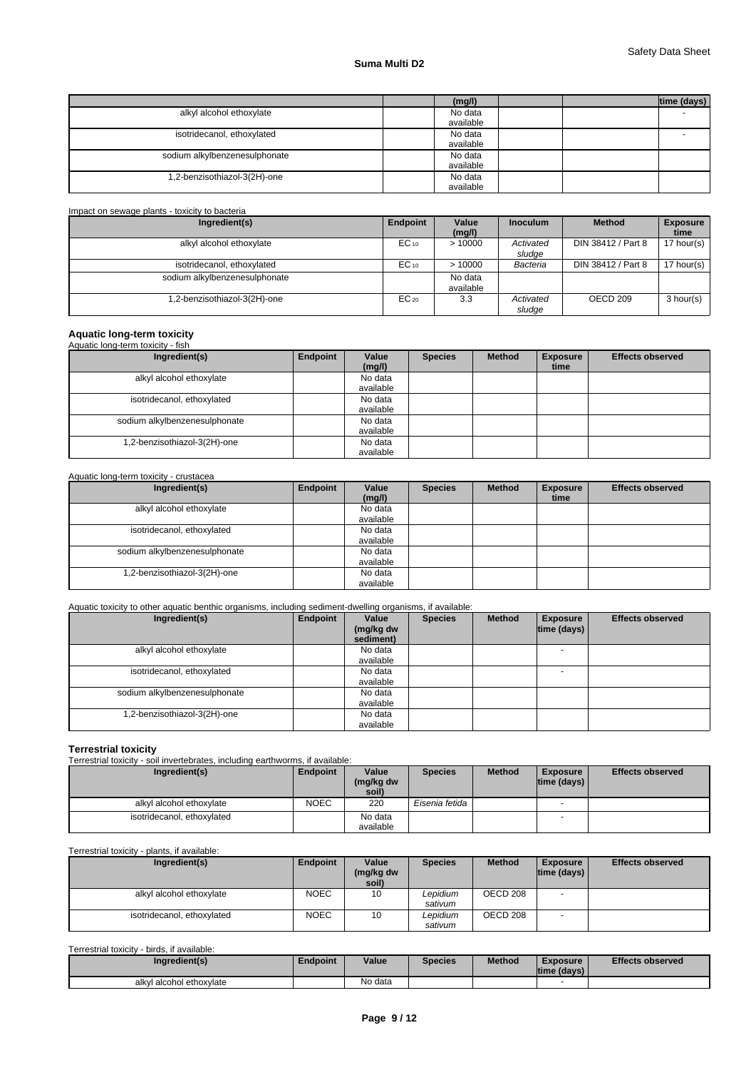|  |  | (mg/l) |  |  | time (days) |
|---|---|---|---|---|---|
| alkyl alcohol ethoxylate |  | No data available |  |  | - |
| isotridecanol, ethoxylated |  | No data available |  |  | - |
| sodium alkylbenzenesulphonate |  | No data available |  |  |  |
| 1,2-benzisothiazol-3(2H)-one |  | No data available |  |  |  |

Impact on sewage plants - toxicity to bacteria

| Ingredient(s) | Endpoint | Value (mg/l) | Inoculum | Method | Exposure time |
|---|---|---|---|---|---|
| alkyl alcohol ethoxylate | $EC_{10}$ | > 10000 | *Activated sludge* | DIN 38412 / Part 8 | 17 hour(s) |
| isotridecanol, ethoxylated | $EC_{10}$ | > 10000 | *Bacteria* | DIN 38412 / Part 8 | 17 hour(s) |
| sodium alkylbenzenesulphonate |  | No data available |  |  |  |
| 1,2-benzisothiazol-3(2H)-one | $EC_{20}$ | 3.3 | *Activated sludge* | OECD 209 | 3 hour(s) |

**Aquatic long-term toxicity**

Aquatic long-term toxicity - fish

| Ingredient(s) | Endpoint | Value (mg/l) | Species | Method | Exposure time | Effects observed |
|---|---|---|---|---|---|---|
| alkyl alcohol ethoxylate |  | No data available |  |  |  |  |
| isotridecanol, ethoxylated |  | No data available |  |  |  |  |
| sodium alkylbenzenesulphonate |  | No data available |  |  |  |  |
| 1,2-benzisothiazol-3(2H)-one |  | No data available |  |  |  |  |

Aquatic long-term toxicity - crustacea

| Ingredient(s) | Endpoint | Value (mg/l) | Species | Method | Exposure time | Effects observed |
|---|---|---|---|---|---|---|
| alkyl alcohol ethoxylate |  | No data available |  |  |  |  |
| isotridecanol, ethoxylated |  | No data available |  |  |  |  |
| sodium alkylbenzenesulphonate |  | No data available |  |  |  |  |
| 1,2-benzisothiazol-3(2H)-one |  | No data available |  |  |  |  |

Aquatic toxicity to other aquatic benthic organisms, including sediment-dwelling organisms, if available:

| Ingredient(s) | Endpoint | Value (mg/kg dw sediment) | Species | Method | Exposure time (days) | Effects observed |
|---|---|---|---|---|---|---|
| alkyl alcohol ethoxylate |  | No data available |  |  | - |  |
| isotridecanol, ethoxylated |  | No data available |  |  | - |  |
| sodium alkylbenzenesulphonate |  | No data available |  |  |  |  |
| 1,2-benzisothiazol-3(2H)-one |  | No data available |  |  |  |  |

**Terrestrial toxicity**

Terrestrial toxicity - soil invertebrates, including earthworms, if available:

| Ingredient(s) | Endpoint | Value (mg/kg dw soil) | Species | Method | Exposure time (days) | Effects observed |
|---|---|---|---|---|---|---|
| alkyl alcohol ethoxylate | NOEC | 220 | *Eisenia fetida* |  | - |  |
| isotridecanol, ethoxylated |  | No data available |  |  | - |  |

Terrestrial toxicity - plants, if available:

| Ingredient(s) | Endpoint | Value (mg/kg dw soil) | Species | Method | Exposure time (days) | Effects observed |
|---|---|---|---|---|---|---|
| alkyl alcohol ethoxylate | NOEC | 10 | *Lepidium sativum* | OECD 208 | - |  |
| isotridecanol, ethoxylated | NOEC | 10 | *Lepidium sativum* | OECD 208 | - |  |

Terrestrial toxicity - birds, if available:

| Ingredient(s) | Endpoint | Value | Species | Method | Exposure time (days) | Effects observed |
|---|---|---|---|---|---|---|
| alkyl alcohol ethoxylate |  | No data |  |  | - |  |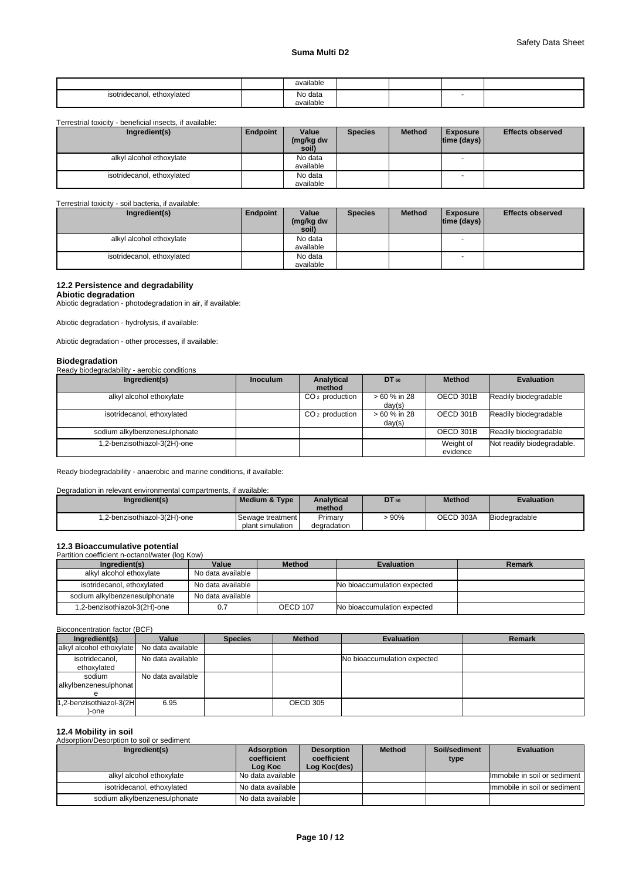| | | available | | | | |
|---|---|---|---|---|---|---|
| isotridecanol, ethoxylated | | No data available | | | - | |

Terrestrial toxicity - beneficial insects, if available:

| Ingredient(s) | Endpoint | Value (mg/kg dw soil) | Species | Method | Exposure time (days) | Effects observed |
|---|---|---|---|---|---|---|
| alkyl alcohol ethoxylate | | No data available | | | - | |
| isotridecanol, ethoxylated | | No data available | | | - | |

Terrestrial toxicity - soil bacteria, if available:

| Ingredient(s) | Endpoint | Value (mg/kg dw soil) | Species | Method | Exposure time (days) | Effects observed |
|---|---|---|---|---|---|---|
| alkyl alcohol ethoxylate | | No data available | | | - | |
| isotridecanol, ethoxylated | | No data available | | | - | |

### 12.2 Persistence and degradability

**Abiotic degradation**

Abiotic degradation - photodegradation in air, if available:

Abiotic degradation - hydrolysis, if available:

Abiotic degradation - other processes, if available:

**Biodegradation**

Ready biodegradability - aerobic conditions

| Ingredient(s) | Inoculum | Analytical method | $DT_{50}$ | Method | Evaluation |
|---|---|---|---|---|---|
| alkyl alcohol ethoxylate | | $CO_2$ production | > 60 % in 28 day(s) | OECD 301B | Readily biodegradable |
| isotridecanol, ethoxylated | | $CO_2$ production | > 60 % in 28 day(s) | OECD 301B | Readily biodegradable |
| sodium alkylbenzenesulphonate | | | | OECD 301B | Readily biodegradable |
| 1,2-benzisothiazol-3(2H)-one | | | | Weight of evidence | Not readily biodegradable. |

Ready biodegradability - anaerobic and marine conditions, if available:

Degradation in relevant environmental compartments, if available:

| Ingredient(s) | Medium & Type | Analytical method | $DT_{50}$ | Method | Evaluation |
|---|---|---|---|---|---|
| 1,2-benzisothiazol-3(2H)-one | Sewage treatment plant simulation | Primary degradation | > 90% | OECD 303A | Biodegradable |

### 12.3 Bioaccumulative potential

Partition coefficient n-octanol/water (log Kow)

| Ingredient(s) | Value | Method | Evaluation | Remark |
|---|---|---|---|---|
| alkyl alcohol ethoxylate | No data available | | | |
| isotridecanol, ethoxylated | No data available | | No bioaccumulation expected | |
| sodium alkylbenzenesulphonate | No data available | | | |
| 1,2-benzisothiazol-3(2H)-one | 0.7 | OECD 107 | No bioaccumulation expected | |

Bioconcentration factor (BCF)

| Ingredient(s) | Value | Species | Method | Evaluation | Remark |
|---|---|---|---|---|---|
| alkyl alcohol ethoxylate | No data available | | | | |
| isotridecanol, ethoxylated | No data available | | | No bioaccumulation expected | |
| sodium alkylbenzenesulphonate | No data available | | | | |
| 1,2-benzisothiazol-3(2H)-one | 6.95 | | OECD 305 | | |

### 12.4 Mobility in soil

Adsorption/Desorption to soil or sediment

| Ingredient(s) | Adsorption coefficient Log Koc | Desorption coefficient Log Koc(des) | Method | Soil/sediment type | Evaluation |
|---|---|---|---|---|---|
| alkyl alcohol ethoxylate | No data available | | | | Immobile in soil or sediment |
| isotridecanol, ethoxylated | No data available | | | | Immobile in soil or sediment |
| sodium alkylbenzenesulphonate | No data available | | | | |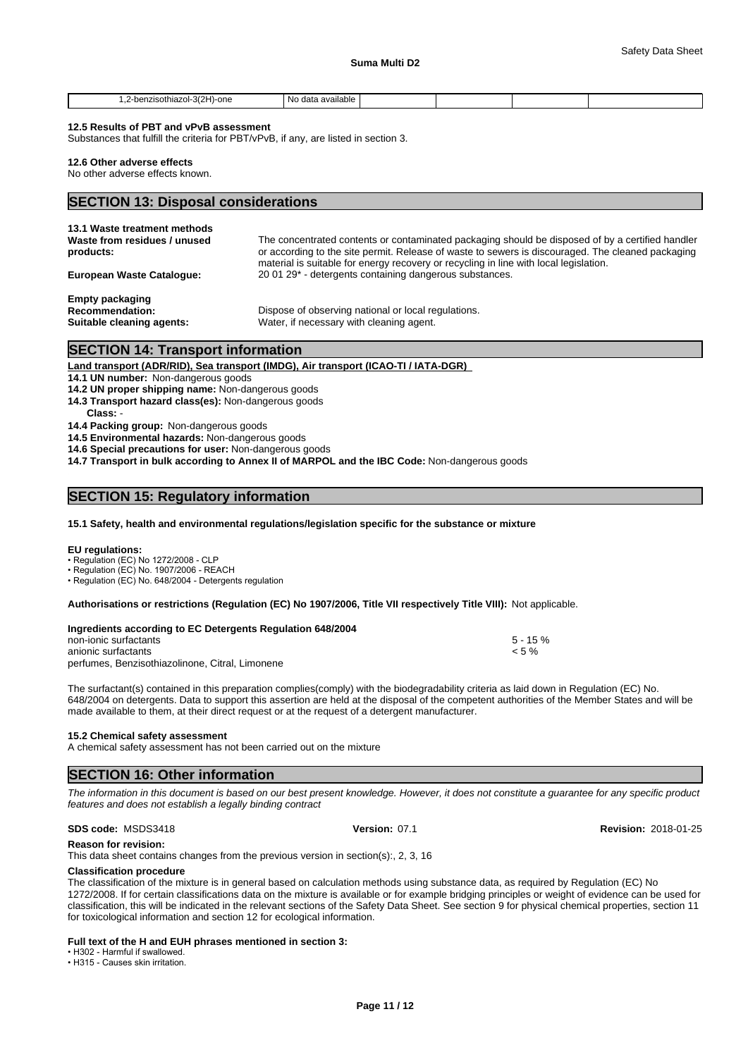| 1,2-benzisothiazol-3(2H)-one | No data available | | | | |
|---|---|---|---|---|---|

**12.5 Results of PBT and vPvB assessment**
Substances that fulfill the criteria for PBT/vPvB, if any, are listed in section 3.

**12.6 Other adverse effects**
No other adverse effects known.

## SECTION 13: Disposal considerations

**13.1 Waste treatment methods**

**Waste from residues / unused products:** The concentrated contents or contaminated packaging should be disposed of by a certified handler or according to the site permit. Release of waste to sewers is discouraged. The cleaned packaging material is suitable for energy recovery or recycling in line with local legislation.

**European Waste Catalogue:** 20 01 29* - detergents containing dangerous substances.

**Empty packaging**

**Recommendation:** Dispose of observing national or local regulations.

**Suitable cleaning agents:** Water, if necessary with cleaning agent.

## SECTION 14: Transport information

**Land transport (ADR/RID), Sea transport (IMDG), Air transport (ICAO-TI / IATA-DGR)**

**14.1 UN number:** Non-dangerous goods
**14.2 UN proper shipping name:** Non-dangerous goods
**14.3 Transport hazard class(es):** Non-dangerous goods
**Class:** -
**14.4 Packing group:** Non-dangerous goods
**14.5 Environmental hazards:** Non-dangerous goods
**14.6 Special precautions for user:** Non-dangerous goods
**14.7 Transport in bulk according to Annex II of MARPOL and the IBC Code:** Non-dangerous goods

## SECTION 15: Regulatory information

**15.1 Safety, health and environmental regulations/legislation specific for the substance or mixture**

**EU regulations:**
- Regulation (EC) No 1272/2008 - CLP
- Regulation (EC) No. 1907/2006 - REACH
- Regulation (EC) No. 648/2004 - Detergents regulation

**Authorisations or restrictions (Regulation (EC) No 1907/2006, Title VII respectively Title VIII):** Not applicable.

**Ingredients according to EC Detergents Regulation 648/2004**

| | |
|---|---|
| non-ionic surfactants | 5 - 15 % |
| anionic surfactants | < 5 % |
| perfumes, Benzisothiazolinone, Citral, Limonene | |

The surfactant(s) contained in this preparation complies(comply) with the biodegradability criteria as laid down in Regulation (EC) No. 648/2004 on detergents. Data to support this assertion are held at the disposal of the competent authorities of the Member States and will be made available to them, at their direct request or at the request of a detergent manufacturer.

**15.2 Chemical safety assessment**
A chemical safety assessment has not been carried out on the mixture

## SECTION 16: Other information

*The information in this document is based on our best present knowledge. However, it does not constitute a guarantee for any specific product features and does not establish a legally binding contract*

**SDS code:** MSDS3418 **Version:** 07.1 **Revision:** 2018-01-25

**Reason for revision:**
This data sheet contains changes from the previous version in section(s):, 2, 3, 16

**Classification procedure**
The classification of the mixture is in general based on calculation methods using substance data, as required by Regulation (EC) No 1272/2008. If for certain classifications data on the mixture is available or for example bridging principles or weight of evidence can be used for classification, this will be indicated in the relevant sections of the Safety Data Sheet. See section 9 for physical chemical properties, section 11 for toxicological information and section 12 for ecological information.

**Full text of the H and EUH phrases mentioned in section 3:**
- H302 - Harmful if swallowed.
- H315 - Causes skin irritation.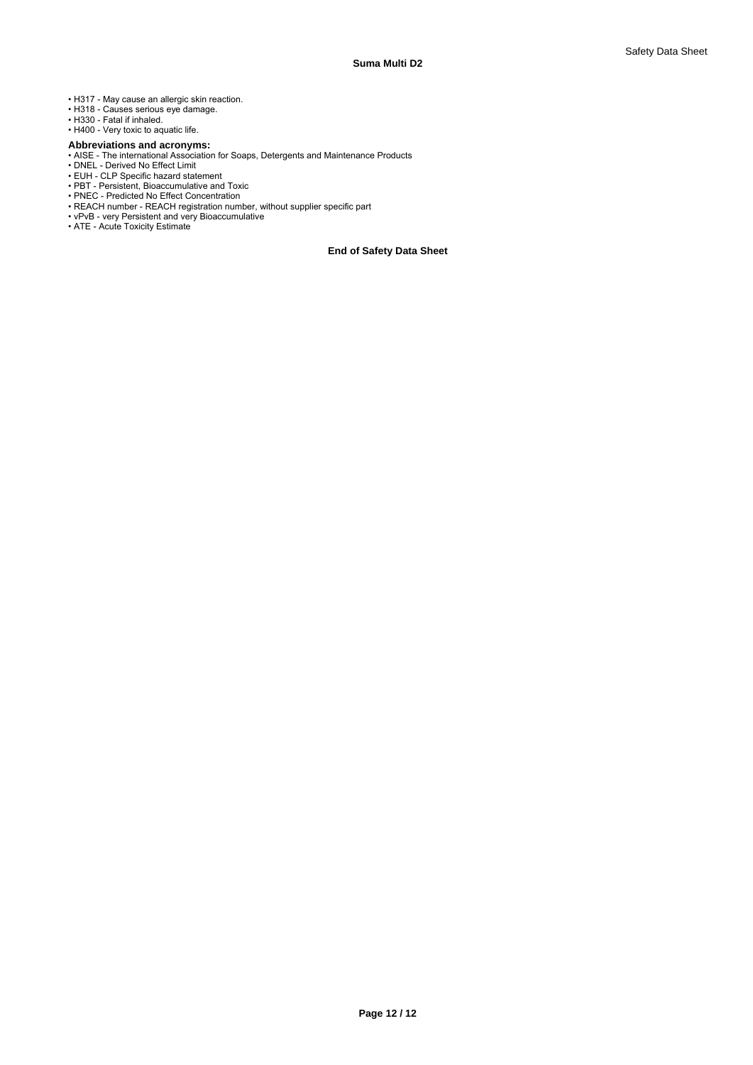- H317 - May cause an allergic skin reaction.
- H318 - Causes serious eye damage.
- H330 - Fatal if inhaled.
- H400 - Very toxic to aquatic life.

**Abbreviations and acronyms:**

- AISE - The international Association for Soaps, Detergents and Maintenance Products
- DNEL - Derived No Effect Limit
- EUH - CLP Specific hazard statement
- PBT - Persistent, Bioaccumulative and Toxic
- PNEC - Predicted No Effect Concentration
- REACH number - REACH registration number, without supplier specific part
- vPvB - very Persistent and very Bioaccumulative
- ATE - Acute Toxicity Estimate

**End of Safety Data Sheet**